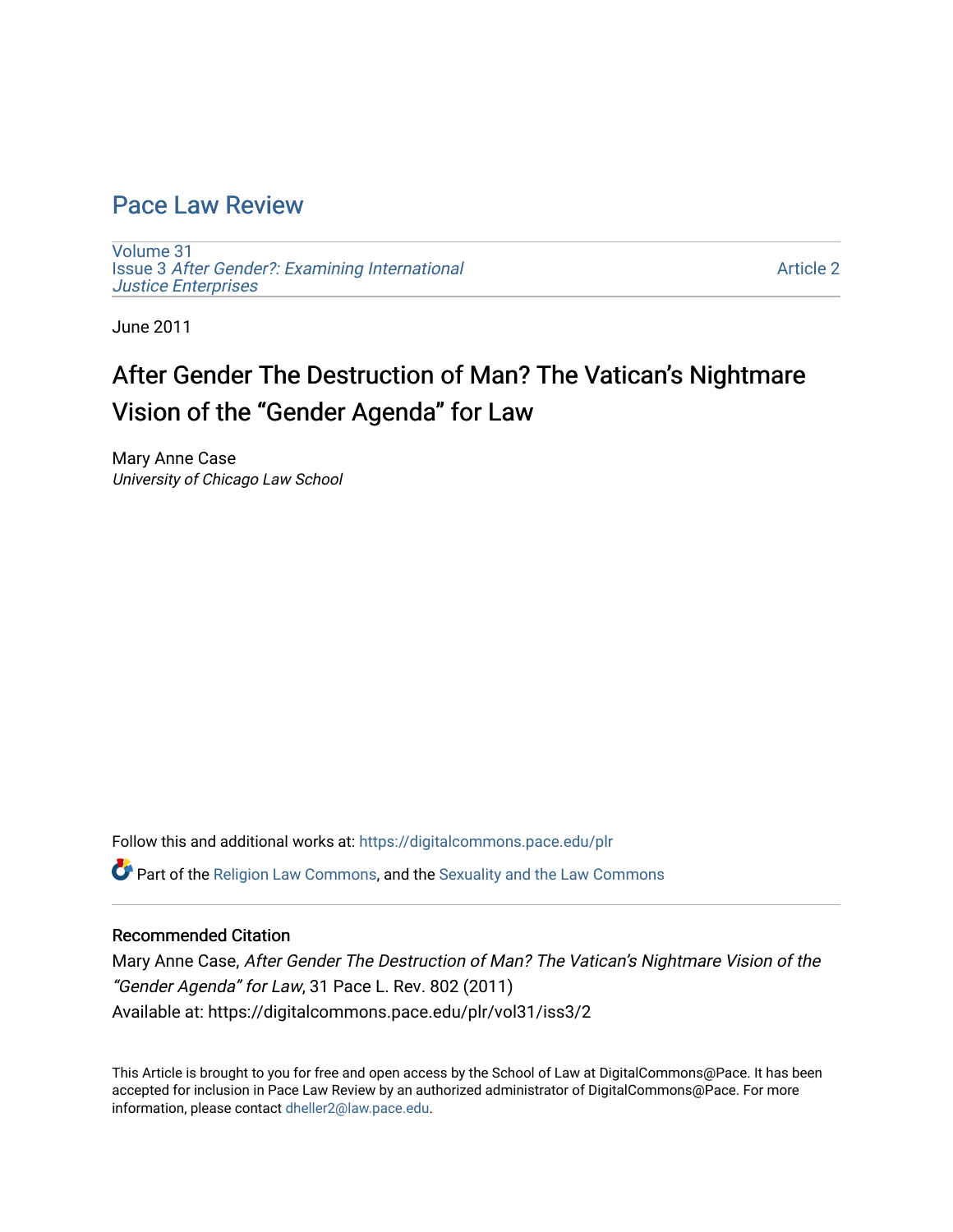# Pace Law Review

Volume 31
Issue 3 *After Gender?: Examining International Justice Enterprises*

Article 2

June 2011

## After Gender The Destruction of Man? The Vatican's Nightmare Vision of the "Gender Agenda" for Law

Mary Anne Case
*University of Chicago Law School*

Follow this and additional works at: https://digitalcommons.pace.edu/plr

Part of the Religion Law Commons, and the Sexuality and the Law Commons

### Recommended Citation

Mary Anne Case, *After Gender The Destruction of Man? The Vatican's Nightmare Vision of the "Gender Agenda" for Law*, 31 Pace L. Rev. 802 (2011)
Available at: https://digitalcommons.pace.edu/plr/vol31/iss3/2

This Article is brought to you for free and open access by the School of Law at DigitalCommons@Pace. It has been accepted for inclusion in Pace Law Review by an authorized administrator of DigitalCommons@Pace. For more information, please contact dheller2@law.pace.edu.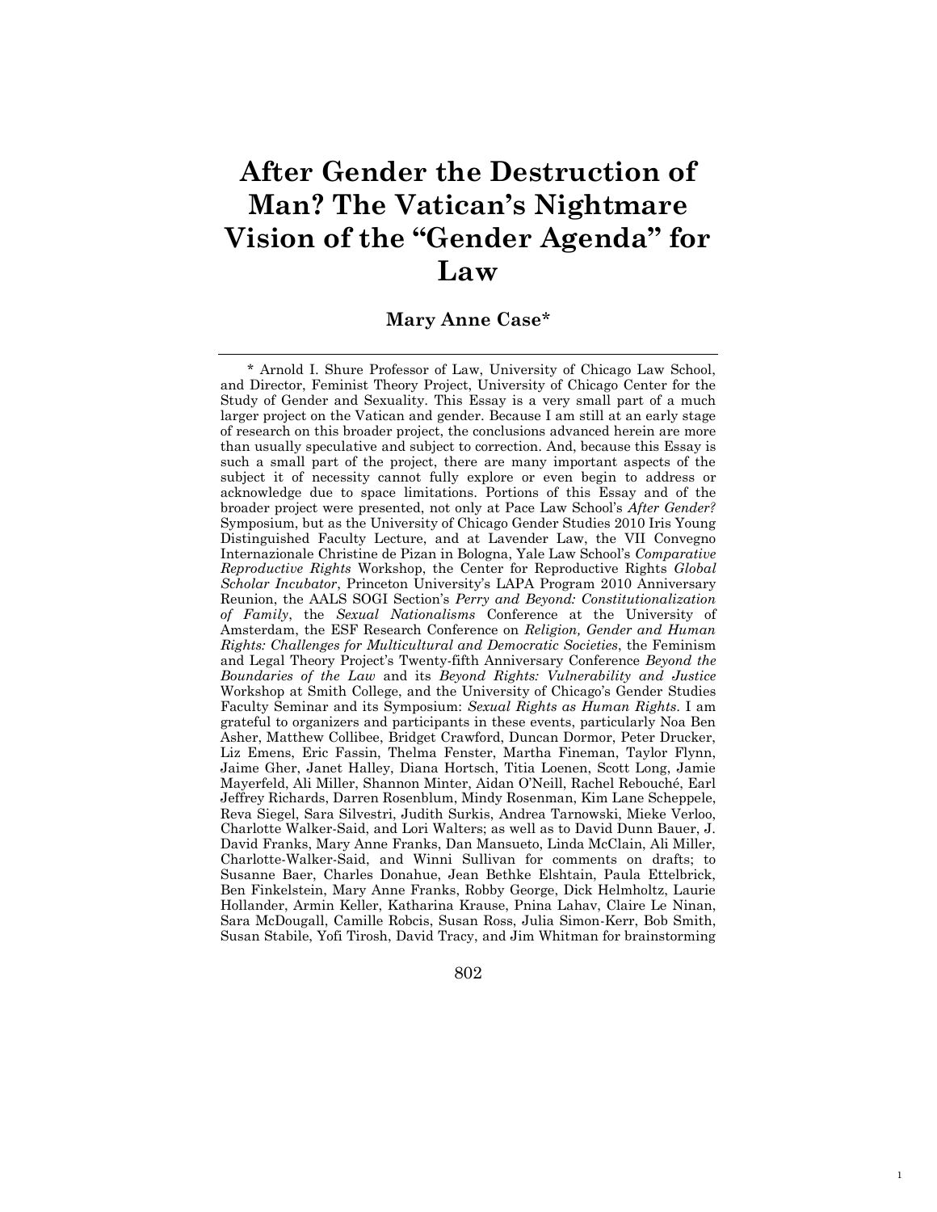# After Gender the Destruction of Man? The Vatican's Nightmare Vision of the "Gender Agenda" for Law

**Mary Anne Case***

---

\* Arnold I. Shure Professor of Law, University of Chicago Law School, and Director, Feminist Theory Project, University of Chicago Center for the Study of Gender and Sexuality. This Essay is a very small part of a much larger project on the Vatican and gender. Because I am still at an early stage of research on this broader project, the conclusions advanced herein are more than usually speculative and subject to correction. And, because this Essay is such a small part of the project, there are many important aspects of the subject it of necessity cannot fully explore or even begin to address or acknowledge due to space limitations. Portions of this Essay and of the broader project were presented, not only at Pace Law School's *After Gender?* Symposium, but as the University of Chicago Gender Studies 2010 Iris Young Distinguished Faculty Lecture, and at Lavender Law, the VII Convegno Internazionale Christine de Pizan in Bologna, Yale Law School's *Comparative Reproductive Rights* Workshop, the Center for Reproductive Rights *Global Scholar Incubator*, Princeton University's LAPA Program 2010 Anniversary Reunion, the AALS SOGI Section's *Perry and Beyond: Constitutionalization of Family*, the *Sexual Nationalisms* Conference at the University of Amsterdam, the ESF Research Conference on *Religion, Gender and Human Rights: Challenges for Multicultural and Democratic Societies*, the Feminism and Legal Theory Project's Twenty-fifth Anniversary Conference *Beyond the Boundaries of the Law* and its *Beyond Rights: Vulnerability and Justice* Workshop at Smith College, and the University of Chicago's Gender Studies Faculty Seminar and its Symposium: *Sexual Rights as Human Rights*. I am grateful to organizers and participants in these events, particularly Noa Ben Asher, Matthew Collibee, Bridget Crawford, Duncan Dormor, Peter Drucker, Liz Emens, Eric Fassin, Thelma Fenster, Martha Fineman, Taylor Flynn, Jaime Gher, Janet Halley, Diana Hortsch, Titia Loenen, Scott Long, Jamie Mayerfeld, Ali Miller, Shannon Minter, Aidan O'Neill, Rachel Rebouché, Earl Jeffrey Richards, Darren Rosenblum, Mindy Rosenman, Kim Lane Scheppele, Reva Siegel, Sara Silvestri, Judith Surkis, Andrea Tarnowski, Mieke Verloo, Charlotte Walker-Said, and Lori Walters; as well as to David Dunn Bauer, J. David Franks, Mary Anne Franks, Dan Mansueto, Linda McClain, Ali Miller, Charlotte-Walker-Said, and Winni Sullivan for comments on drafts; to Susanne Baer, Charles Donahue, Jean Bethke Elshtain, Paula Ettelbrick, Ben Finkelstein, Mary Anne Franks, Robby George, Dick Helmholtz, Laurie Hollander, Armin Keller, Katharina Krause, Pnina Lahav, Claire Le Ninan, Sara McDougall, Camille Robcis, Susan Ross, Julia Simon-Kerr, Bob Smith, Susan Stabile, Yofi Tirosh, David Tracy, and Jim Whitman for brainstorming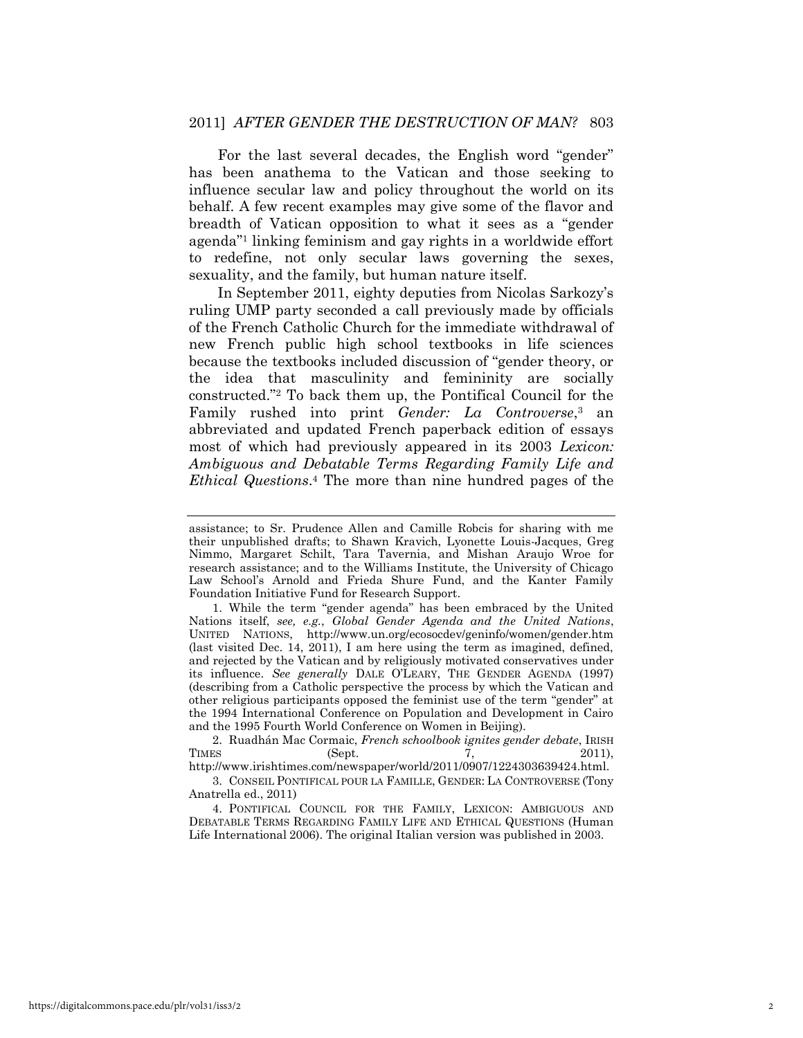For the last several decades, the English word "gender" has been anathema to the Vatican and those seeking to influence secular law and policy throughout the world on its behalf. A few recent examples may give some of the flavor and breadth of Vatican opposition to what it sees as a "gender agenda"[1] linking feminism and gay rights in a worldwide effort to redefine, not only secular laws governing the sexes, sexuality, and the family, but human nature itself.

In September 2011, eighty deputies from Nicolas Sarkozy's ruling UMP party seconded a call previously made by officials of the French Catholic Church for the immediate withdrawal of new French public high school textbooks in life sciences because the textbooks included discussion of "gender theory, or the idea that masculinity and femininity are socially constructed."[2] To back them up, the Pontifical Council for the Family rushed into print *Gender: La Controverse*,[3] an abbreviated and updated French paperback edition of essays most of which had previously appeared in its 2003 *Lexicon: Ambiguous and Debatable Terms Regarding Family Life and Ethical Questions*.[4] The more than nine hundred pages of the

---

assistance; to Sr. Prudence Allen and Camille Robcis for sharing with me their unpublished drafts; to Shawn Kravich, Lyonette Louis-Jacques, Greg Nimmo, Margaret Schilt, Tara Tavernia, and Mishan Araujo Wroe for research assistance; and to the Williams Institute, the University of Chicago Law School's Arnold and Frieda Shure Fund, and the Kanter Family Foundation Initiative Fund for Research Support.

1. While the term "gender agenda" has been embraced by the United Nations itself, *see, e.g.*, *Global Gender Agenda and the United Nations*, UNITED NATIONS, http://www.un.org/ecosocdev/geninfo/women/gender.htm (last visited Dec. 14, 2011), I am here using the term as imagined, defined, and rejected by the Vatican and by religiously motivated conservatives under its influence. *See generally* DALE O'LEARY, THE GENDER AGENDA (1997) (describing from a Catholic perspective the process by which the Vatican and other religious participants opposed the feminist use of the term "gender" at the 1994 International Conference on Population and Development in Cairo and the 1995 Fourth World Conference on Women in Beijing).

2. Ruadhán Mac Cormaic, *French schoolbook ignites gender debate*, IRISH TIMES (Sept. 7, 2011), http://www.irishtimes.com/newspaper/world/2011/0907/1224303639424.html.

3. CONSEIL PONTIFICAL POUR LA FAMILLE, GENDER: LA CONTROVERSE (Tony Anatrella ed., 2011)

4. PONTIFICAL COUNCIL FOR THE FAMILY, LEXICON: AMBIGUOUS AND DEBATABLE TERMS REGARDING FAMILY LIFE AND ETHICAL QUESTIONS (Human Life International 2006). The original Italian version was published in 2003.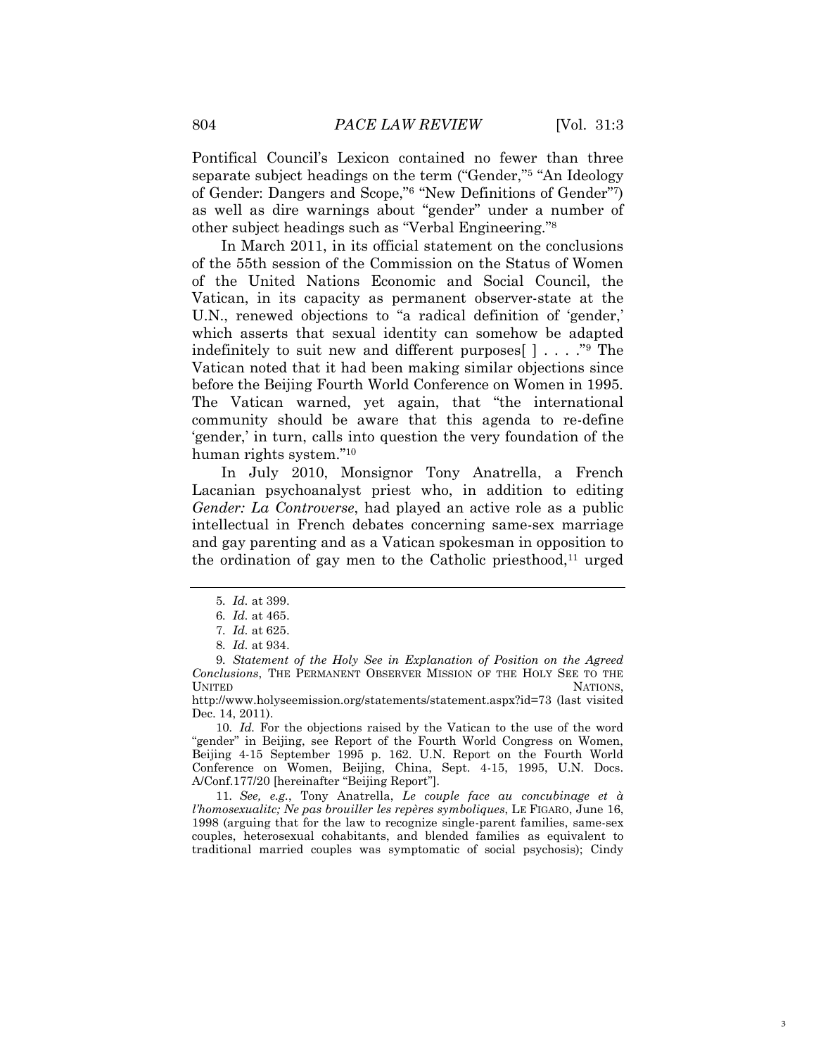Pontifical Council's Lexicon contained no fewer than three separate subject headings on the term ("Gender,"[5] "An Ideology of Gender: Dangers and Scope,"[6] "New Definitions of Gender"[7]) as well as dire warnings about "gender" under a number of other subject headings such as "Verbal Engineering."[8]

In March 2011, in its official statement on the conclusions of the 55th session of the Commission on the Status of Women of the United Nations Economic and Social Council, the Vatican, in its capacity as permanent observer-state at the U.N., renewed objections to "a radical definition of 'gender,' which asserts that sexual identity can somehow be adapted indefinitely to suit new and different purposes[ ] . . . ."[9] The Vatican noted that it had been making similar objections since before the Beijing Fourth World Conference on Women in 1995. The Vatican warned, yet again, that "the international community should be aware that this agenda to re-define 'gender,' in turn, calls into question the very foundation of the human rights system."[10]

In July 2010, Monsignor Tony Anatrella, a French Lacanian psychoanalyst priest who, in addition to editing *Gender: La Controverse*, had played an active role as a public intellectual in French debates concerning same-sex marriage and gay parenting and as a Vatican spokesman in opposition to the ordination of gay men to the Catholic priesthood,[11] urged

---

5. *Id.* at 399.

6. *Id.* at 465.

7. *Id.* at 625.

8. *Id.* at 934.

9. *Statement of the Holy See in Explanation of Position on the Agreed Conclusions*, THE PERMANENT OBSERVER MISSION OF THE HOLY SEE TO THE UNITED NATIONS, http://www.holyseemission.org/statements/statement.aspx?id=73 (last visited Dec. 14, 2011).

10. *Id.* For the objections raised by the Vatican to the use of the word "gender" in Beijing, see Report of the Fourth World Congress on Women, Beijing 4-15 September 1995 p. 162. U.N. Report on the Fourth World Conference on Women, Beijing, China, Sept. 4-15, 1995, U.N. Docs. A/Conf.177/20 [hereinafter "Beijing Report"].

11. *See, e.g.*, Tony Anatrella, *Le couple face au concubinage et à l'homosexualitc; Ne pas brouiller les repères symboliques*, LE FIGARO, June 16, 1998 (arguing that for the law to recognize single-parent families, same-sex couples, heterosexual cohabitants, and blended families as equivalent to traditional married couples was symptomatic of social psychosis); Cindy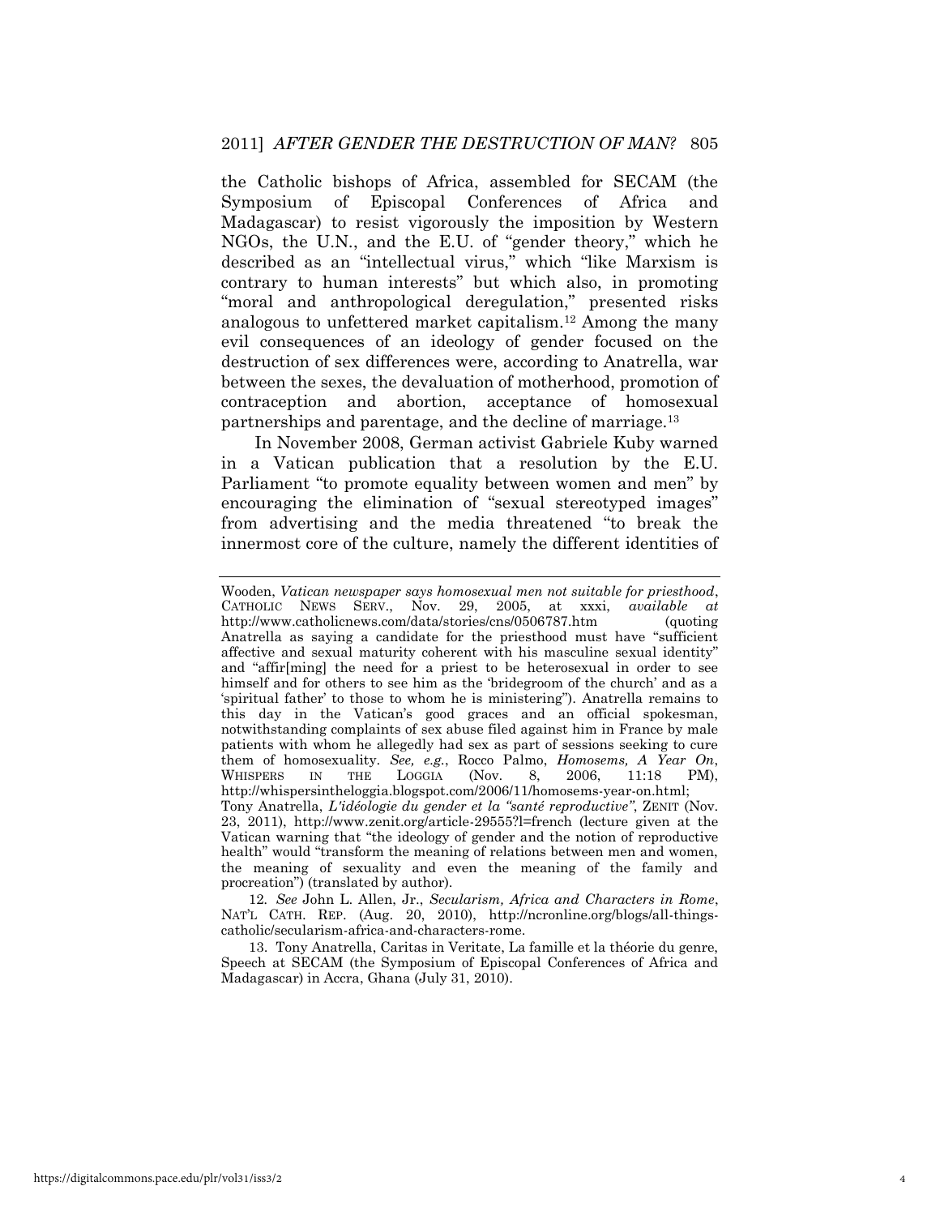the Catholic bishops of Africa, assembled for SECAM (the Symposium of Episcopal Conferences of Africa and Madagascar) to resist vigorously the imposition by Western NGOs, the U.N., and the E.U. of "gender theory," which he described as an "intellectual virus," which "like Marxism is contrary to human interests" but which also, in promoting "moral and anthropological deregulation," presented risks analogous to unfettered market capitalism.[12] Among the many evil consequences of an ideology of gender focused on the destruction of sex differences were, according to Anatrella, war between the sexes, the devaluation of motherhood, promotion of contraception and abortion, acceptance of homosexual partnerships and parentage, and the decline of marriage.[13]

In November 2008, German activist Gabriele Kuby warned in a Vatican publication that a resolution by the E.U. Parliament "to promote equality between women and men" by encouraging the elimination of "sexual stereotyped images" from advertising and the media threatened "to break the innermost core of the culture, namely the different identities of

---

Wooden, *Vatican newspaper says homosexual men not suitable for priesthood*, CATHOLIC NEWS SERV., Nov. 29, 2005, at xxxi, *available at* http://www.catholicnews.com/data/stories/cns/0506787.htm (quoting Anatrella as saying a candidate for the priesthood must have "sufficient affective and sexual maturity coherent with his masculine sexual identity" and "affir[ming] the need for a priest to be heterosexual in order to see himself and for others to see him as the 'bridegroom of the church' and as a 'spiritual father' to those to whom he is ministering"). Anatrella remains to this day in the Vatican's good graces and an official spokesman, notwithstanding complaints of sex abuse filed against him in France by male patients with whom he allegedly had sex as part of sessions seeking to cure them of homosexuality. *See, e.g.*, Rocco Palmo, *Homosems, A Year On*, WHISPERS IN THE LOGGIA (Nov. 8, 2006, 11:18 PM), http://whispersintheloggia.blogspot.com/2006/11/homosems-year-on.html; Tony Anatrella, *L'idéologie du gender et la "santé reproductive"*, ZENIT (Nov. 23, 2011), http://www.zenit.org/article-29555?l=french (lecture given at the Vatican warning that "the ideology of gender and the notion of reproductive health" would "transform the meaning of relations between men and women, the meaning of sexuality and even the meaning of the family and procreation") (translated by author).

12. *See* John L. Allen, Jr., *Secularism, Africa and Characters in Rome*, NAT'L CATH. REP. (Aug. 20, 2010), http://ncronline.org/blogs/all-things-catholic/secularism-africa-and-characters-rome.

13. Tony Anatrella, Caritas in Veritate, La famille et la théorie du genre, Speech at SECAM (the Symposium of Episcopal Conferences of Africa and Madagascar) in Accra, Ghana (July 31, 2010).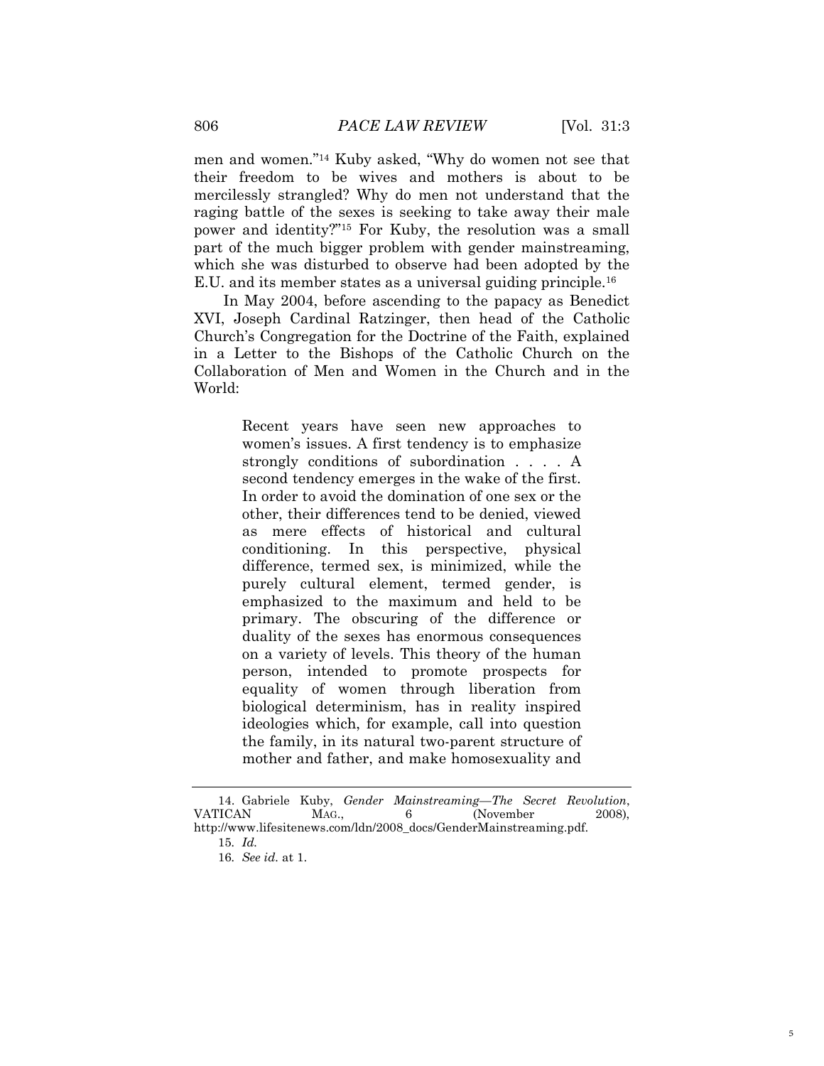men and women."[14] Kuby asked, "Why do women not see that their freedom to be wives and mothers is about to be mercilessly strangled? Why do men not understand that the raging battle of the sexes is seeking to take away their male power and identity?"[15] For Kuby, the resolution was a small part of the much bigger problem with gender mainstreaming, which she was disturbed to observe had been adopted by the E.U. and its member states as a universal guiding principle.[16]

In May 2004, before ascending to the papacy as Benedict XVI, Joseph Cardinal Ratzinger, then head of the Catholic Church's Congregation for the Doctrine of the Faith, explained in a Letter to the Bishops of the Catholic Church on the Collaboration of Men and Women in the Church and in the World:

> Recent years have seen new approaches to women's issues. A first tendency is to emphasize strongly conditions of subordination . . . . A second tendency emerges in the wake of the first. In order to avoid the domination of one sex or the other, their differences tend to be denied, viewed as mere effects of historical and cultural conditioning. In this perspective, physical difference, termed sex, is minimized, while the purely cultural element, termed gender, is emphasized to the maximum and held to be primary. The obscuring of the difference or duality of the sexes has enormous consequences on a variety of levels. This theory of the human person, intended to promote prospects for equality of women through liberation from biological determinism, has in reality inspired ideologies which, for example, call into question the family, in its natural two-parent structure of mother and father, and make homosexuality and

---

14. Gabriele Kuby, *Gender Mainstreaming—The Secret Revolution*, VATICAN MAG., 6 (November 2008), http://www.lifesitenews.com/ldn/2008_docs/GenderMainstreaming.pdf.

15. *Id.*

16. *See id.* at 1.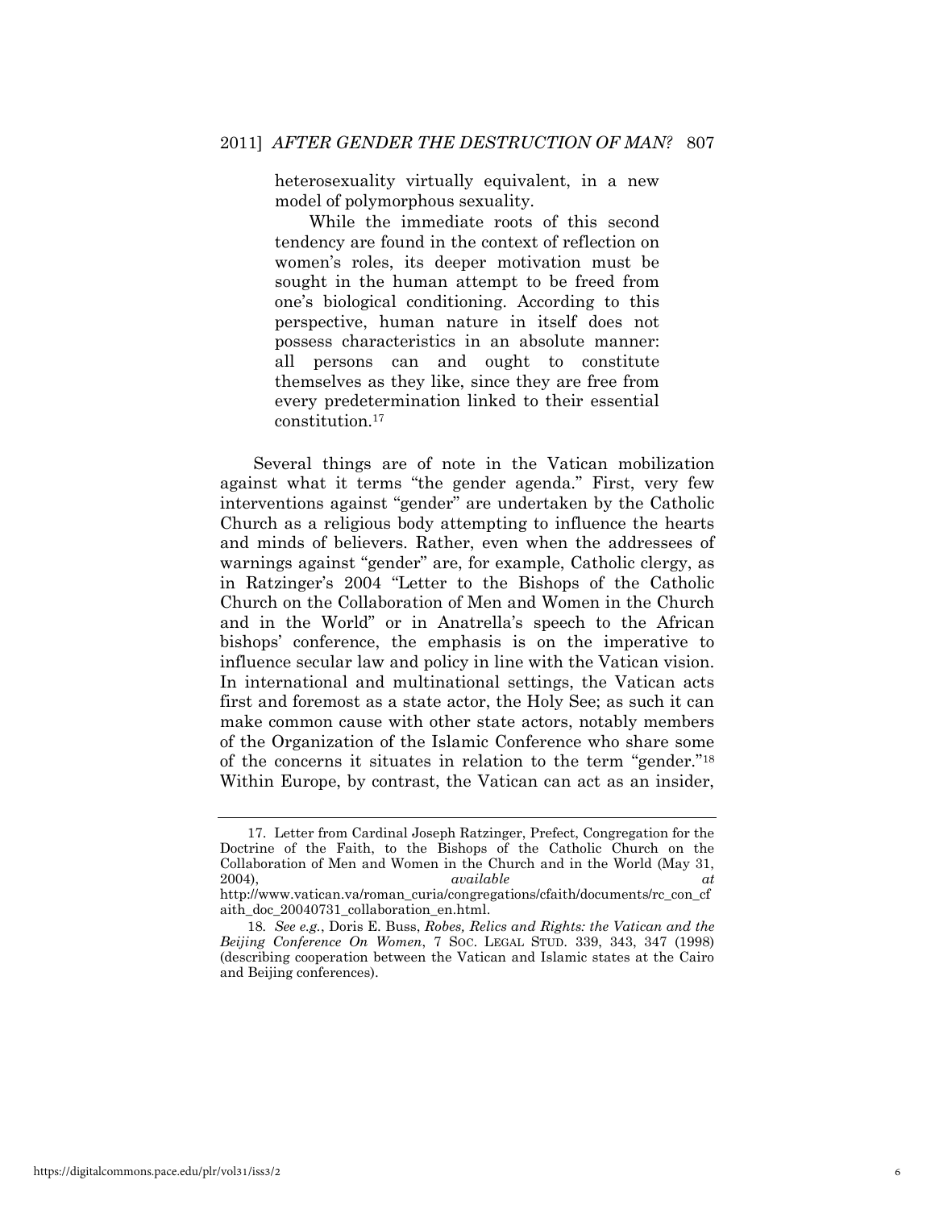> heterosexuality virtually equivalent, in a new model of polymorphous sexuality.
>
> While the immediate roots of this second tendency are found in the context of reflection on women's roles, its deeper motivation must be sought in the human attempt to be freed from one's biological conditioning. According to this perspective, human nature in itself does not possess characteristics in an absolute manner: all persons can and ought to constitute themselves as they like, since they are free from every predetermination linked to their essential constitution.[17]

Several things are of note in the Vatican mobilization against what it terms "the gender agenda." First, very few interventions against "gender" are undertaken by the Catholic Church as a religious body attempting to influence the hearts and minds of believers. Rather, even when the addressees of warnings against "gender" are, for example, Catholic clergy, as in Ratzinger's 2004 "Letter to the Bishops of the Catholic Church on the Collaboration of Men and Women in the Church and in the World" or in Anatrella's speech to the African bishops' conference, the emphasis is on the imperative to influence secular law and policy in line with the Vatican vision. In international and multinational settings, the Vatican acts first and foremost as a state actor, the Holy See; as such it can make common cause with other state actors, notably members of the Organization of the Islamic Conference who share some of the concerns it situates in relation to the term "gender."[18] Within Europe, by contrast, the Vatican can act as an insider,

---

17. Letter from Cardinal Joseph Ratzinger, Prefect, Congregation for the Doctrine of the Faith, to the Bishops of the Catholic Church on the Collaboration of Men and Women in the Church and in the World (May 31, 2004), *available at* http://www.vatican.va/roman_curia/congregations/cfaith/documents/rc_con_cfaith_doc_20040731_collaboration_en.html.

18. *See e.g.*, Doris E. Buss, *Robes, Relics and Rights: the Vatican and the Beijing Conference On Women*, 7 SOC. LEGAL STUD. 339, 343, 347 (1998) (describing cooperation between the Vatican and Islamic states at the Cairo and Beijing conferences).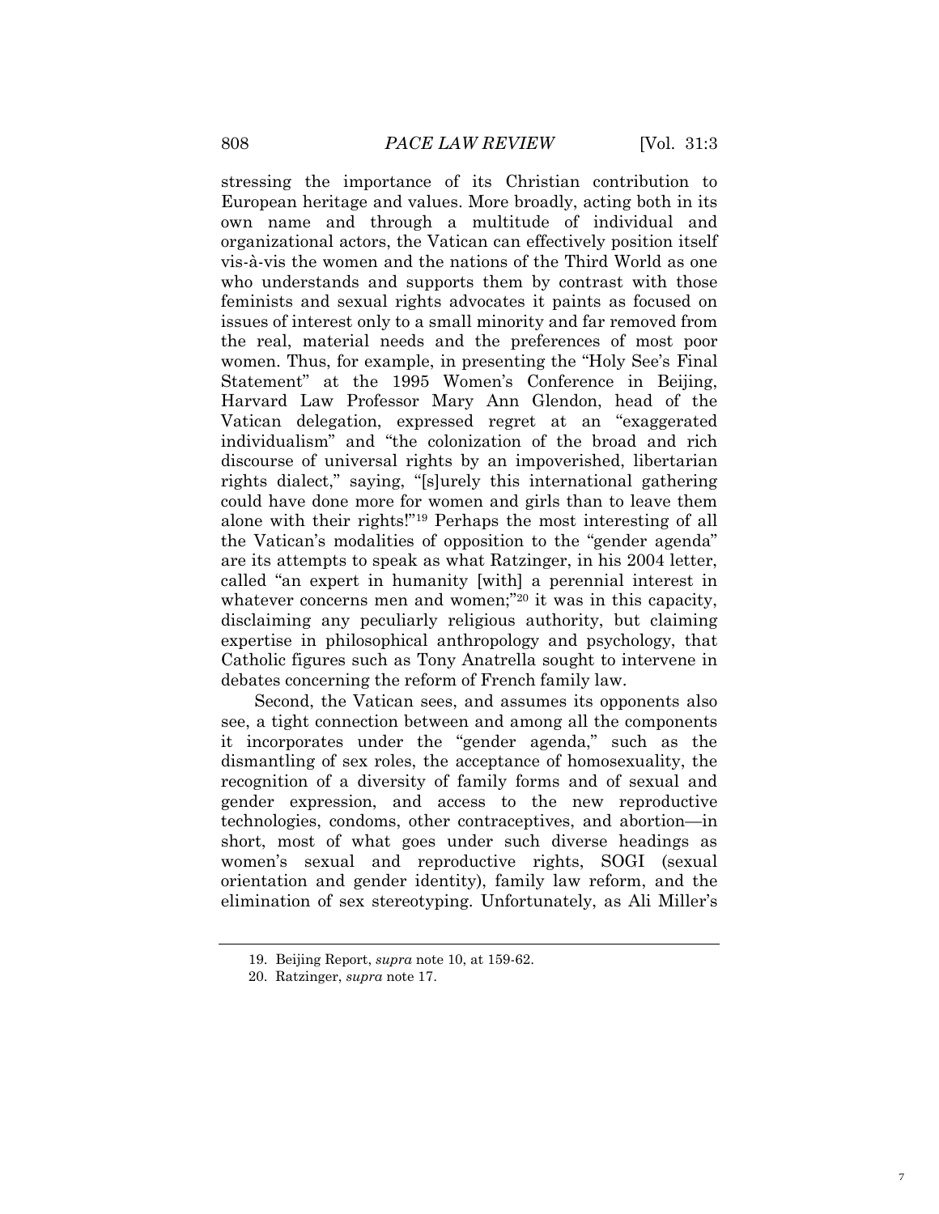stressing the importance of its Christian contribution to European heritage and values. More broadly, acting both in its own name and through a multitude of individual and organizational actors, the Vatican can effectively position itself vis-à-vis the women and the nations of the Third World as one who understands and supports them by contrast with those feminists and sexual rights advocates it paints as focused on issues of interest only to a small minority and far removed from the real, material needs and the preferences of most poor women. Thus, for example, in presenting the "Holy See's Final Statement" at the 1995 Women's Conference in Beijing, Harvard Law Professor Mary Ann Glendon, head of the Vatican delegation, expressed regret at an "exaggerated individualism" and "the colonization of the broad and rich discourse of universal rights by an impoverished, libertarian rights dialect," saying, "[s]urely this international gathering could have done more for women and girls than to leave them alone with their rights!"[19] Perhaps the most interesting of all the Vatican's modalities of opposition to the "gender agenda" are its attempts to speak as what Ratzinger, in his 2004 letter, called "an expert in humanity [with] a perennial interest in whatever concerns men and women;"[20] it was in this capacity, disclaiming any peculiarly religious authority, but claiming expertise in philosophical anthropology and psychology, that Catholic figures such as Tony Anatrella sought to intervene in debates concerning the reform of French family law.

Second, the Vatican sees, and assumes its opponents also see, a tight connection between and among all the components it incorporates under the "gender agenda," such as the dismantling of sex roles, the acceptance of homosexuality, the recognition of a diversity of family forms and of sexual and gender expression, and access to the new reproductive technologies, condoms, other contraceptives, and abortion—in short, most of what goes under such diverse headings as women's sexual and reproductive rights, SOGI (sexual orientation and gender identity), family law reform, and the elimination of sex stereotyping. Unfortunately, as Ali Miller's

---

19. Beijing Report, *supra* note 10, at 159-62.

20. Ratzinger, *supra* note 17.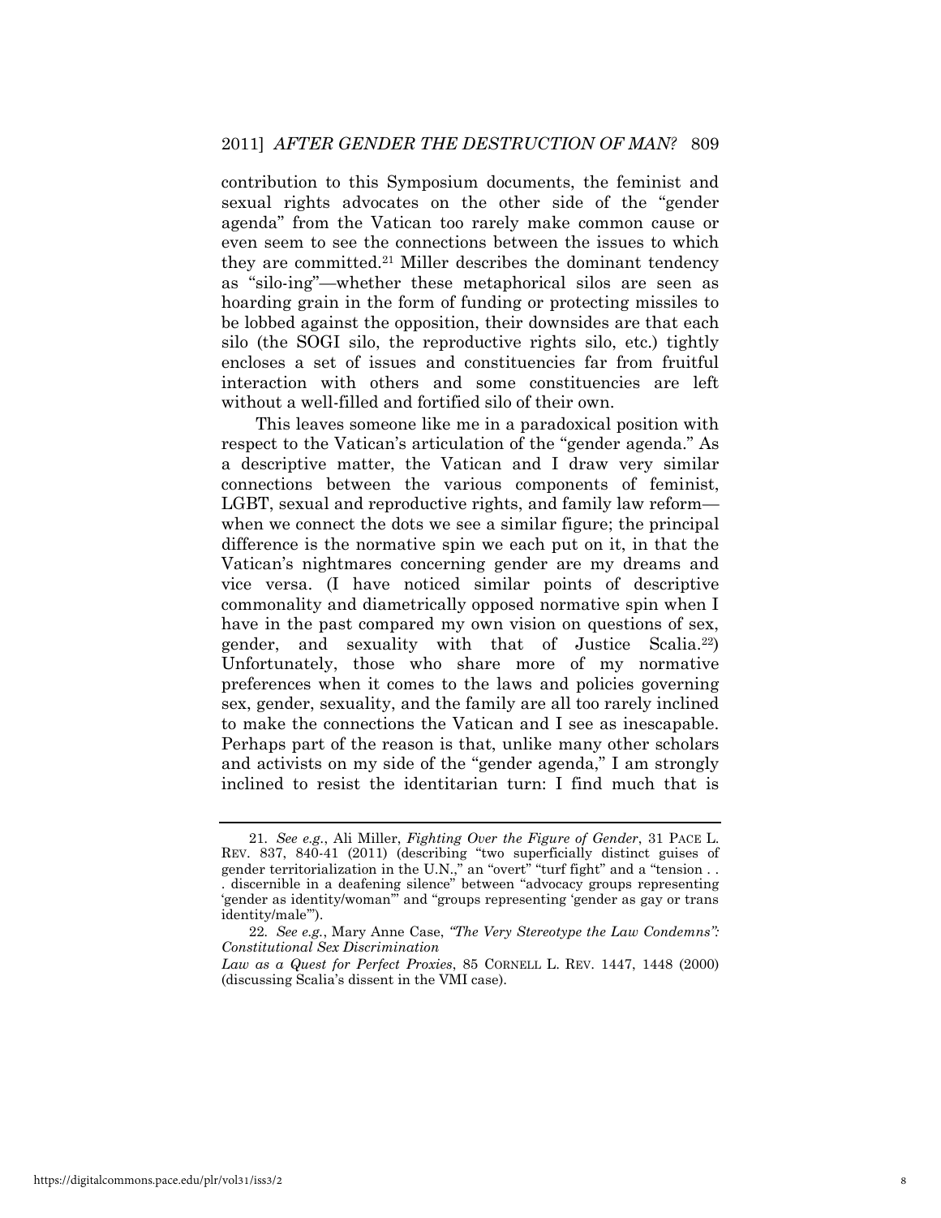contribution to this Symposium documents, the feminist and sexual rights advocates on the other side of the "gender agenda" from the Vatican too rarely make common cause or even seem to see the connections between the issues to which they are committed.[21] Miller describes the dominant tendency as "silo-ing"—whether these metaphorical silos are seen as hoarding grain in the form of funding or protecting missiles to be lobbed against the opposition, their downsides are that each silo (the SOGI silo, the reproductive rights silo, etc.) tightly encloses a set of issues and constituencies far from fruitful interaction with others and some constituencies are left without a well-filled and fortified silo of their own.

This leaves someone like me in a paradoxical position with respect to the Vatican's articulation of the "gender agenda." As a descriptive matter, the Vatican and I draw very similar connections between the various components of feminist, LGBT, sexual and reproductive rights, and family law reform—when we connect the dots we see a similar figure; the principal difference is the normative spin we each put on it, in that the Vatican's nightmares concerning gender are my dreams and vice versa. (I have noticed similar points of descriptive commonality and diametrically opposed normative spin when I have in the past compared my own vision on questions of sex, gender, and sexuality with that of Justice Scalia.[22]) Unfortunately, those who share more of my normative preferences when it comes to the laws and policies governing sex, gender, sexuality, and the family are all too rarely inclined to make the connections the Vatican and I see as inescapable. Perhaps part of the reason is that, unlike many other scholars and activists on my side of the "gender agenda," I am strongly inclined to resist the identitarian turn: I find much that is

---

21. *See e.g.*, Ali Miller, *Fighting Over the Figure of Gender*, 31 PACE L. REV. 837, 840-41 (2011) (describing "two superficially distinct guises of gender territorialization in the U.N.," an "overt" "turf fight" and a "tension . . . discernible in a deafening silence" between "advocacy groups representing 'gender as identity/woman'" and "groups representing 'gender as gay or trans identity/male'").

22. *See e.g.*, Mary Anne Case, *"The Very Stereotype the Law Condemns": Constitutional Sex Discrimination Law as a Quest for Perfect Proxies*, 85 CORNELL L. REV. 1447, 1448 (2000) (discussing Scalia's dissent in the VMI case).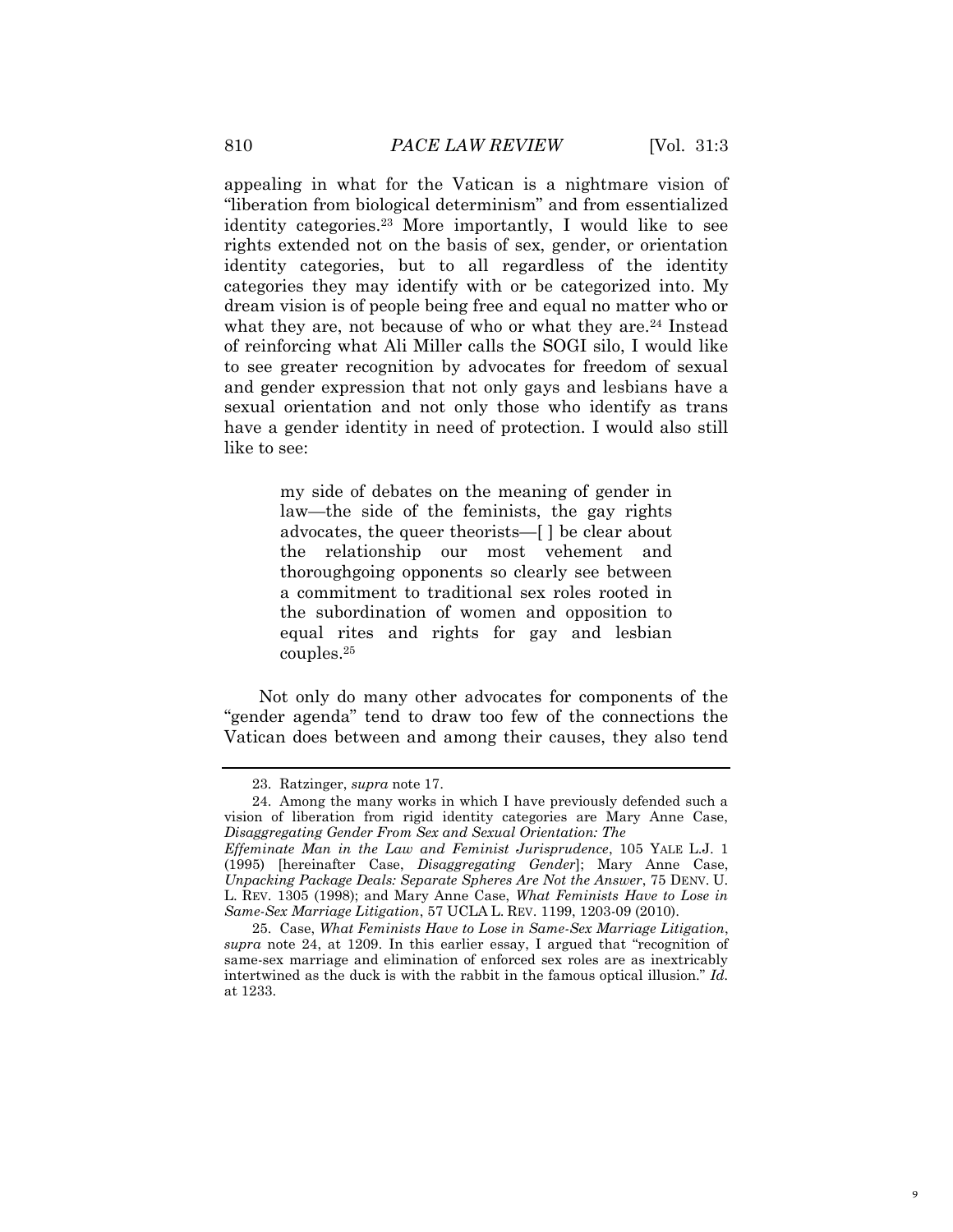appealing in what for the Vatican is a nightmare vision of "liberation from biological determinism" and from essentialized identity categories.[23] More importantly, I would like to see rights extended not on the basis of sex, gender, or orientation identity categories, but to all regardless of the identity categories they may identify with or be categorized into. My dream vision is of people being free and equal no matter who or what they are, not because of who or what they are.[24] Instead of reinforcing what Ali Miller calls the SOGI silo, I would like to see greater recognition by advocates for freedom of sexual and gender expression that not only gays and lesbians have a sexual orientation and not only those who identify as trans have a gender identity in need of protection. I would also still like to see:

> my side of debates on the meaning of gender in law—the side of the feminists, the gay rights advocates, the queer theorists—[ ] be clear about the relationship our most vehement and thoroughgoing opponents so clearly see between a commitment to traditional sex roles rooted in the subordination of women and opposition to equal rites and rights for gay and lesbian couples.[25]

Not only do many other advocates for components of the "gender agenda" tend to draw too few of the connections the Vatican does between and among their causes, they also tend

---

23. Ratzinger, *supra* note 17.

24. Among the many works in which I have previously defended such a vision of liberation from rigid identity categories are Mary Anne Case, *Disaggregating Gender From Sex and Sexual Orientation: The Effeminate Man in the Law and Feminist Jurisprudence*, 105 YALE L.J. 1 (1995) [hereinafter Case, *Disaggregating Gender*]; Mary Anne Case, *Unpacking Package Deals: Separate Spheres Are Not the Answer*, 75 DENV. U. L. REV. 1305 (1998); and Mary Anne Case, *What Feminists Have to Lose in Same-Sex Marriage Litigation*, 57 UCLA L. REV. 1199, 1203-09 (2010).

25. Case, *What Feminists Have to Lose in Same-Sex Marriage Litigation*, *supra* note 24, at 1209. In this earlier essay, I argued that "recognition of same-sex marriage and elimination of enforced sex roles are as inextricably intertwined as the duck is with the rabbit in the famous optical illusion." *Id.* at 1233.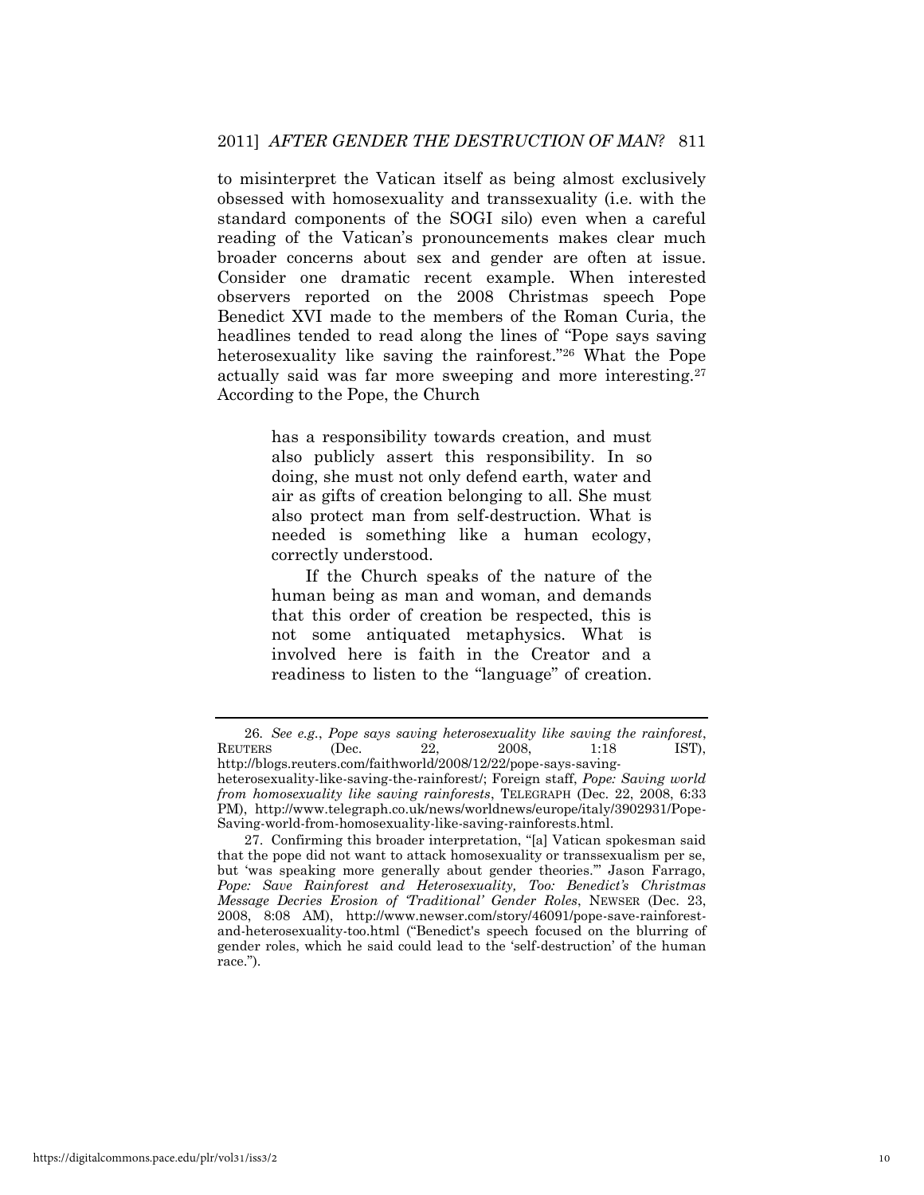to misinterpret the Vatican itself as being almost exclusively obsessed with homosexuality and transsexuality (i.e. with the standard components of the SOGI silo) even when a careful reading of the Vatican's pronouncements makes clear much broader concerns about sex and gender are often at issue. Consider one dramatic recent example. When interested observers reported on the 2008 Christmas speech Pope Benedict XVI made to the members of the Roman Curia, the headlines tended to read along the lines of "Pope says saving heterosexuality like saving the rainforest."[26] What the Pope actually said was far more sweeping and more interesting.[27] According to the Pope, the Church

> has a responsibility towards creation, and must also publicly assert this responsibility. In so doing, she must not only defend earth, water and air as gifts of creation belonging to all. She must also protect man from self-destruction. What is needed is something like a human ecology, correctly understood.
>
> If the Church speaks of the nature of the human being as man and woman, and demands that this order of creation be respected, this is not some antiquated metaphysics. What is involved here is faith in the Creator and a readiness to listen to the "language" of creation.

---

26. *See e.g.*, *Pope says saving heterosexuality like saving the rainforest*, REUTERS (Dec. 22, 2008, 1:18 IST), http://blogs.reuters.com/faithworld/2008/12/22/pope-says-saving-heterosexuality-like-saving-the-rainforest/; Foreign staff, *Pope: Saving world from homosexuality like saving rainforests*, TELEGRAPH (Dec. 22, 2008, 6:33 PM), http://www.telegraph.co.uk/news/worldnews/europe/italy/3902931/Pope-Saving-world-from-homosexuality-like-saving-rainforests.html.

27. Confirming this broader interpretation, "[a] Vatican spokesman said that the pope did not want to attack homosexuality or transsexualism per se, but 'was speaking more generally about gender theories.'" Jason Farrago, *Pope: Save Rainforest and Heterosexuality, Too: Benedict's Christmas Message Decries Erosion of 'Traditional' Gender Roles*, NEWSER (Dec. 23, 2008, 8:08 AM), http://www.newser.com/story/46091/pope-save-rainforest-and-heterosexuality-too.html ("Benedict's speech focused on the blurring of gender roles, which he said could lead to the 'self-destruction' of the human race.").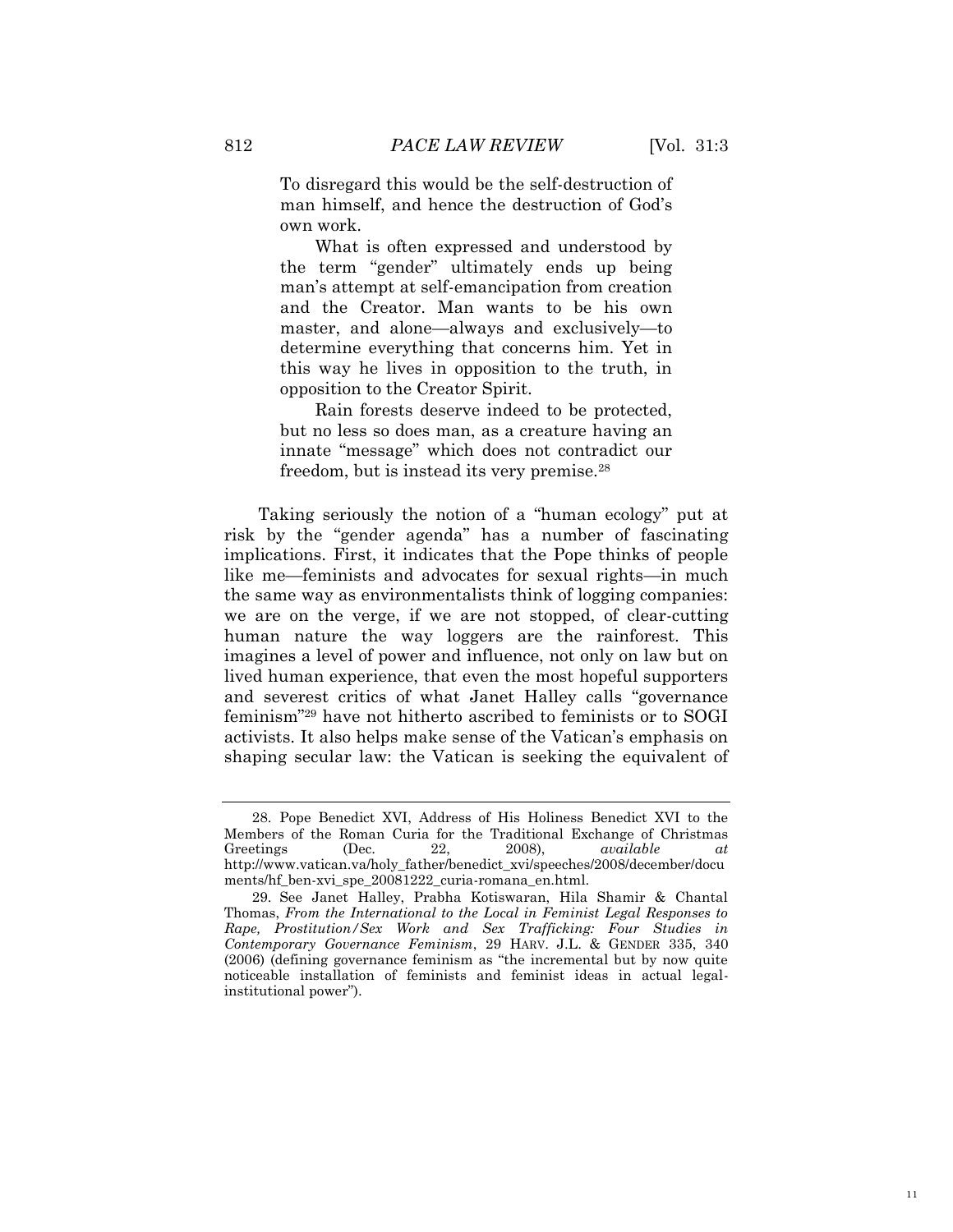> To disregard this would be the self-destruction of man himself, and hence the destruction of God's own work.
>
> What is often expressed and understood by the term "gender" ultimately ends up being man's attempt at self-emancipation from creation and the Creator. Man wants to be his own master, and alone—always and exclusively—to determine everything that concerns him. Yet in this way he lives in opposition to the truth, in opposition to the Creator Spirit.
>
> Rain forests deserve indeed to be protected, but no less so does man, as a creature having an innate "message" which does not contradict our freedom, but is instead its very premise.[28]

Taking seriously the notion of a "human ecology" put at risk by the "gender agenda" has a number of fascinating implications. First, it indicates that the Pope thinks of people like me—feminists and advocates for sexual rights—in much the same way as environmentalists think of logging companies: we are on the verge, if we are not stopped, of clear-cutting human nature the way loggers are the rainforest. This imagines a level of power and influence, not only on law but on lived human experience, that even the most hopeful supporters and severest critics of what Janet Halley calls "governance feminism"[29] have not hitherto ascribed to feminists or to SOGI activists. It also helps make sense of the Vatican's emphasis on shaping secular law: the Vatican is seeking the equivalent of

---

28. Pope Benedict XVI, Address of His Holiness Benedict XVI to the Members of the Roman Curia for the Traditional Exchange of Christmas Greetings (Dec. 22, 2008), *available at* http://www.vatican.va/holy_father/benedict_xvi/speeches/2008/december/documents/hf_ben-xvi_spe_20081222_curia-romana_en.html.

29. See Janet Halley, Prabha Kotiswaran, Hila Shamir & Chantal Thomas, *From the International to the Local in Feminist Legal Responses to Rape, Prostitution/Sex Work and Sex Trafficking: Four Studies in Contemporary Governance Feminism*, 29 HARV. J.L. & GENDER 335, 340 (2006) (defining governance feminism as "the incremental but by now quite noticeable installation of feminists and feminist ideas in actual legal-institutional power").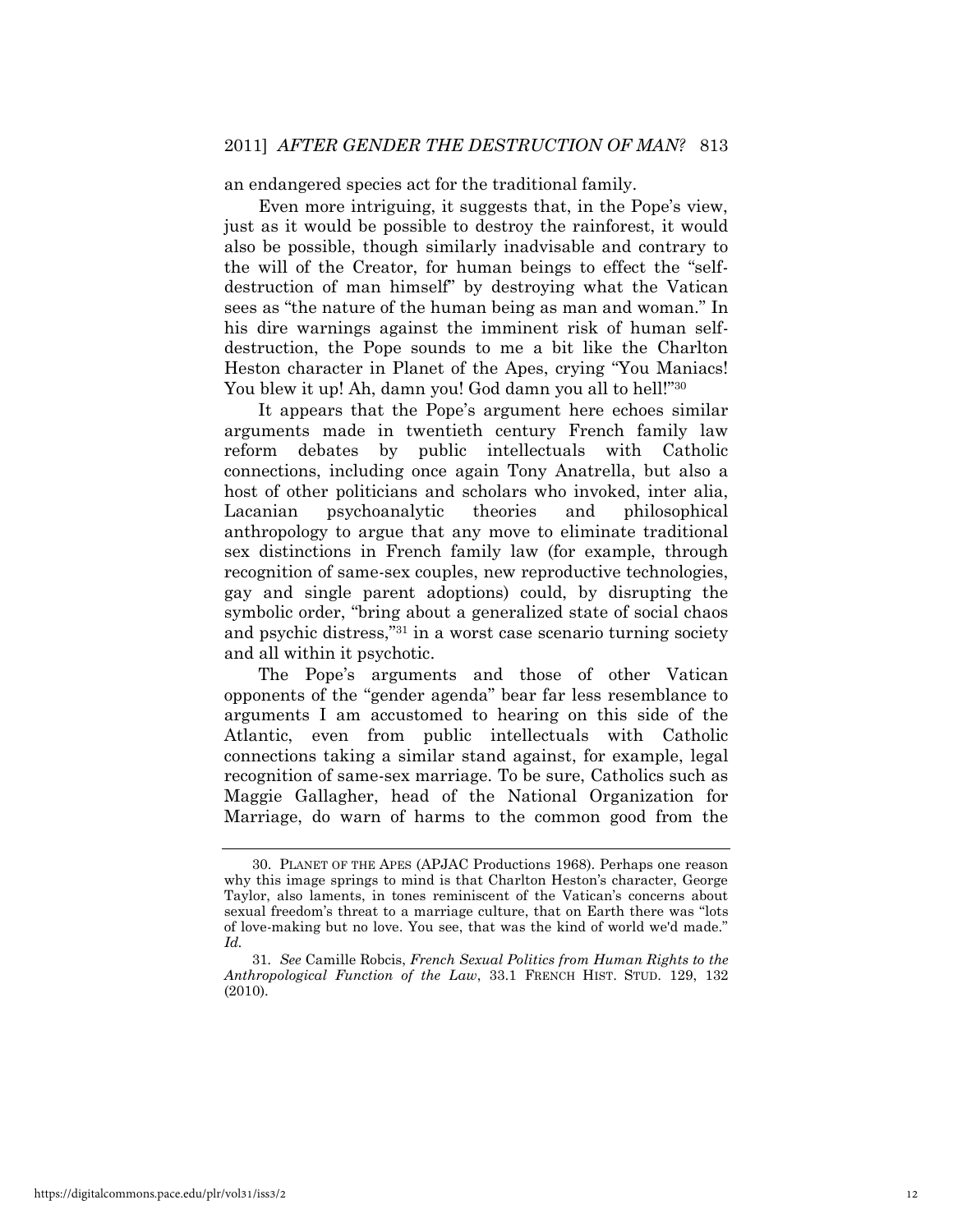an endangered species act for the traditional family.

Even more intriguing, it suggests that, in the Pope's view, just as it would be possible to destroy the rainforest, it would also be possible, though similarly inadvisable and contrary to the will of the Creator, for human beings to effect the "self-destruction of man himself" by destroying what the Vatican sees as "the nature of the human being as man and woman." In his dire warnings against the imminent risk of human self-destruction, the Pope sounds to me a bit like the Charlton Heston character in Planet of the Apes, crying "You Maniacs! You blew it up! Ah, damn you! God damn you all to hell!"[30]

It appears that the Pope's argument here echoes similar arguments made in twentieth century French family law reform debates by public intellectuals with Catholic connections, including once again Tony Anatrella, but also a host of other politicians and scholars who invoked, inter alia, Lacanian psychoanalytic theories and philosophical anthropology to argue that any move to eliminate traditional sex distinctions in French family law (for example, through recognition of same-sex couples, new reproductive technologies, gay and single parent adoptions) could, by disrupting the symbolic order, "bring about a generalized state of social chaos and psychic distress,"[31] in a worst case scenario turning society and all within it psychotic.

The Pope's arguments and those of other Vatican opponents of the "gender agenda" bear far less resemblance to arguments I am accustomed to hearing on this side of the Atlantic, even from public intellectuals with Catholic connections taking a similar stand against, for example, legal recognition of same-sex marriage. To be sure, Catholics such as Maggie Gallagher, head of the National Organization for Marriage, do warn of harms to the common good from the

---

30. PLANET OF THE APES (APJAC Productions 1968). Perhaps one reason why this image springs to mind is that Charlton Heston's character, George Taylor, also laments, in tones reminiscent of the Vatican's concerns about sexual freedom's threat to a marriage culture, that on Earth there was "lots of love-making but no love. You see, that was the kind of world we'd made." *Id.*

31. *See* Camille Robcis, *French Sexual Politics from Human Rights to the Anthropological Function of the Law*, 33.1 FRENCH HIST. STUD. 129, 132 (2010).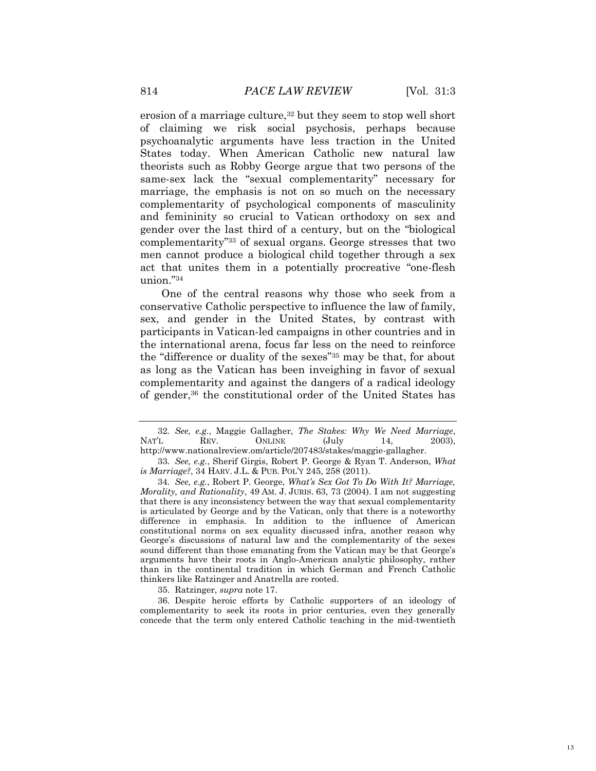erosion of a marriage culture,[32] but they seem to stop well short of claiming we risk social psychosis, perhaps because psychoanalytic arguments have less traction in the United States today. When American Catholic new natural law theorists such as Robby George argue that two persons of the same-sex lack the "sexual complementarity" necessary for marriage, the emphasis is not on so much on the necessary complementarity of psychological components of masculinity and femininity so crucial to Vatican orthodoxy on sex and gender over the last third of a century, but on the "biological complementarity"[33] of sexual organs. George stresses that two men cannot produce a biological child together through a sex act that unites them in a potentially procreative "one-flesh union."[34]

One of the central reasons why those who seek from a conservative Catholic perspective to influence the law of family, sex, and gender in the United States, by contrast with participants in Vatican-led campaigns in other countries and in the international arena, focus far less on the need to reinforce the "difference or duality of the sexes"[35] may be that, for about as long as the Vatican has been inveighing in favor of sexual complementarity and against the dangers of a radical ideology of gender,[36] the constitutional order of the United States has

---

32. *See, e.g.*, Maggie Gallagher, *The Stakes: Why We Need Marriage*, NAT'L REV. ONLINE (July 14, 2003), http://www.nationalreview.om/article/207483/stakes/maggie-gallagher.

33. *See, e.g.*, Sherif Girgis, Robert P. George & Ryan T. Anderson, *What is Marriage?*, 34 HARV. J.L. & PUB. POL'Y 245, 258 (2011).

34. *See, e.g.*, Robert P. George, *What's Sex Got To Do With It? Marriage, Morality, and Rationality*, 49 AM. J. JURIS. 63, 73 (2004). I am not suggesting that there is any inconsistency between the way that sexual complementarity is articulated by George and by the Vatican, only that there is a noteworthy difference in emphasis. In addition to the influence of American constitutional norms on sex equality discussed infra, another reason why George's discussions of natural law and the complementarity of the sexes sound different than those emanating from the Vatican may be that George's arguments have their roots in Anglo-American analytic philosophy, rather than in the continental tradition in which German and French Catholic thinkers like Ratzinger and Anatrella are rooted.

35. Ratzinger, *supra* note 17.

36. Despite heroic efforts by Catholic supporters of an ideology of complementarity to seek its roots in prior centuries, even they generally concede that the term only entered Catholic teaching in the mid-twentieth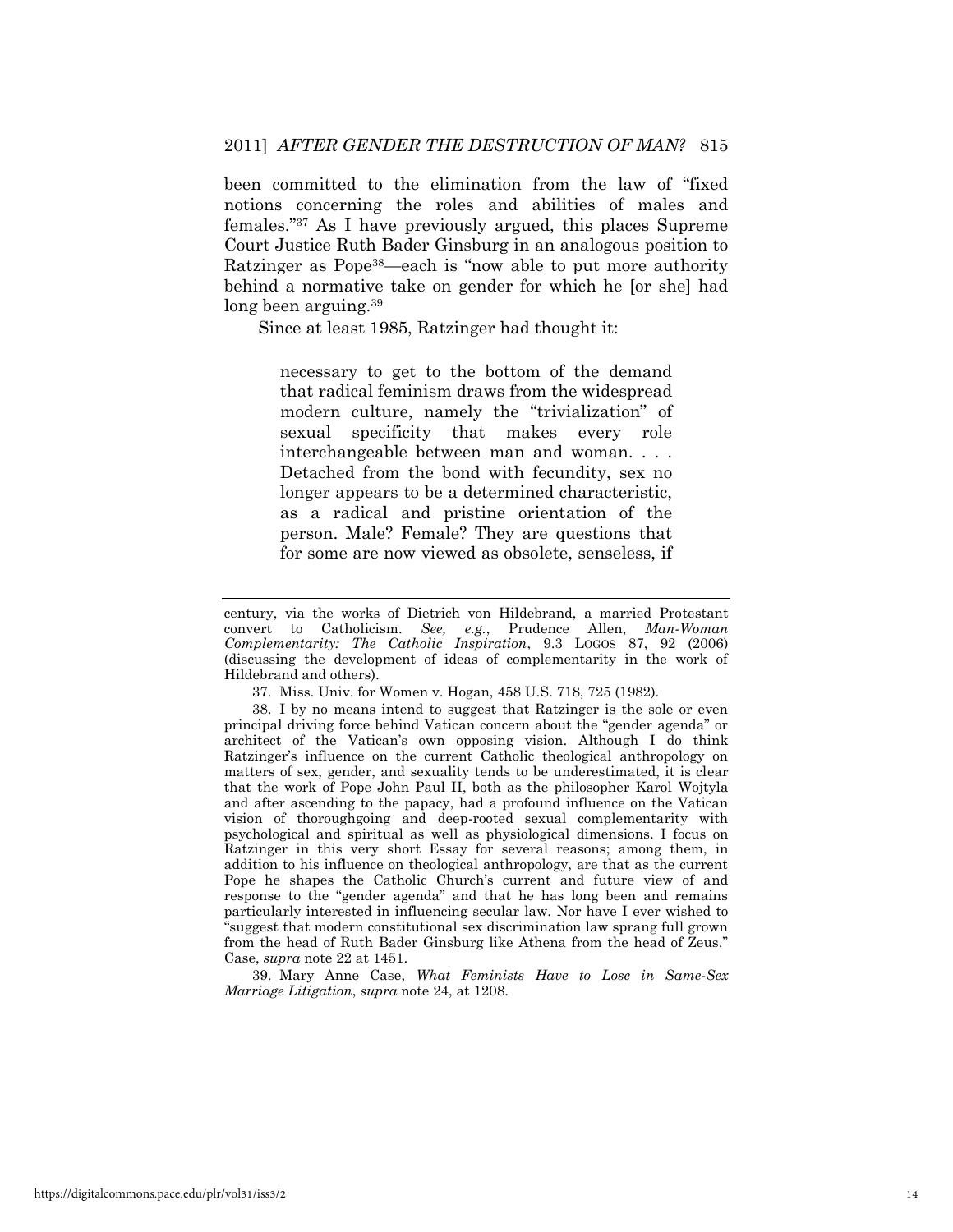been committed to the elimination from the law of "fixed notions concerning the roles and abilities of males and females."[37] As I have previously argued, this places Supreme Court Justice Ruth Bader Ginsburg in an analogous position to Ratzinger as Pope[38]—each is "now able to put more authority behind a normative take on gender for which he [or she] had long been arguing.[39]

Since at least 1985, Ratzinger had thought it:

> necessary to get to the bottom of the demand that radical feminism draws from the widespread modern culture, namely the "trivialization" of sexual specificity that makes every role interchangeable between man and woman. . . . Detached from the bond with fecundity, sex no longer appears to be a determined characteristic, as a radical and pristine orientation of the person. Male? Female? They are questions that for some are now viewed as obsolete, senseless, if

---

century, via the works of Dietrich von Hildebrand, a married Protestant convert to Catholicism. *See, e.g.*, Prudence Allen, *Man-Woman Complementarity: The Catholic Inspiration*, 9.3 LOGOS 87, 92 (2006) (discussing the development of ideas of complementarity in the work of Hildebrand and others).

37. Miss. Univ. for Women v. Hogan, 458 U.S. 718, 725 (1982).

38. I by no means intend to suggest that Ratzinger is the sole or even principal driving force behind Vatican concern about the "gender agenda" or architect of the Vatican's own opposing vision. Although I do think Ratzinger's influence on the current Catholic theological anthropology on matters of sex, gender, and sexuality tends to be underestimated, it is clear that the work of Pope John Paul II, both as the philosopher Karol Wojtyla and after ascending to the papacy, had a profound influence on the Vatican vision of thoroughgoing and deep-rooted sexual complementarity with psychological and spiritual as well as physiological dimensions. I focus on Ratzinger in this very short Essay for several reasons; among them, in addition to his influence on theological anthropology, are that as the current Pope he shapes the Catholic Church's current and future view of and response to the "gender agenda" and that he has long been and remains particularly interested in influencing secular law. Nor have I ever wished to "suggest that modern constitutional sex discrimination law sprang full grown from the head of Ruth Bader Ginsburg like Athena from the head of Zeus." Case, *supra* note 22 at 1451.

39. Mary Anne Case, *What Feminists Have to Lose in Same-Sex Marriage Litigation*, *supra* note 24, at 1208.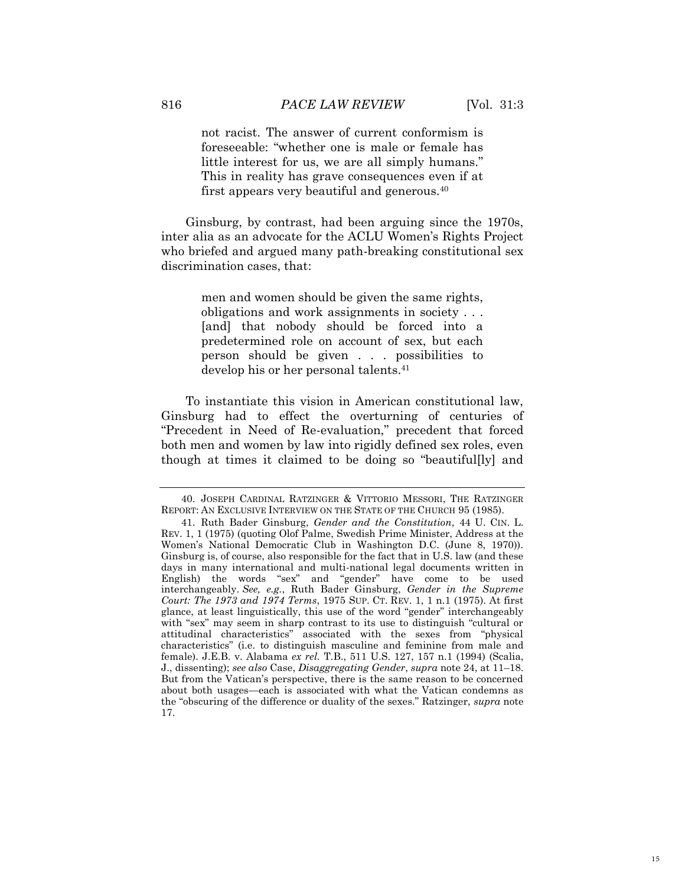> not racist. The answer of current conformism is foreseeable: "whether one is male or female has little interest for us, we are all simply humans." This in reality has grave consequences even if at first appears very beautiful and generous.[40]

Ginsburg, by contrast, had been arguing since the 1970s, inter alia as an advocate for the ACLU Women's Rights Project who briefed and argued many path-breaking constitutional sex discrimination cases, that:

> men and women should be given the same rights, obligations and work assignments in society . . . [and] that nobody should be forced into a predetermined role on account of sex, but each person should be given . . . possibilities to develop his or her personal talents.[41]

To instantiate this vision in American constitutional law, Ginsburg had to effect the overturning of centuries of "Precedent in Need of Re-evaluation," precedent that forced both men and women by law into rigidly defined sex roles, even though at times it claimed to be doing so "beautiful[ly] and

---

40. JOSEPH CARDINAL RATZINGER & VITTORIO MESSORI, THE RATZINGER REPORT: AN EXCLUSIVE INTERVIEW ON THE STATE OF THE CHURCH 95 (1985).

41. Ruth Bader Ginsburg, *Gender and the Constitution*, 44 U. CIN. L. REV. 1, 1 (1975) (quoting Olof Palme, Swedish Prime Minister, Address at the Women's National Democratic Club in Washington D.C. (June 8, 1970)). Ginsburg is, of course, also responsible for the fact that in U.S. law (and these days in many international and multi-national legal documents written in English) the words "sex" and "gender" have come to be used interchangeably. *See, e.g.*, Ruth Bader Ginsburg, *Gender in the Supreme Court: The 1973 and 1974 Terms*, 1975 SUP. CT. REV. 1, 1 n.1 (1975). At first glance, at least linguistically, this use of the word "gender" interchangeably with "sex" may seem in sharp contrast to its use to distinguish "cultural or attitudinal characteristics" associated with the sexes from "physical characteristics" (i.e. to distinguish masculine and feminine from male and female). J.E.B. v. Alabama *ex rel.* T.B., 511 U.S. 127, 157 n.1 (1994) (Scalia, J., dissenting); *see also* Case, *Disaggregating Gender*, *supra* note 24, at 11–18. But from the Vatican's perspective, there is the same reason to be concerned about both usages—each is associated with what the Vatican condemns as the "obscuring of the difference or duality of the sexes." Ratzinger, *supra* note 17.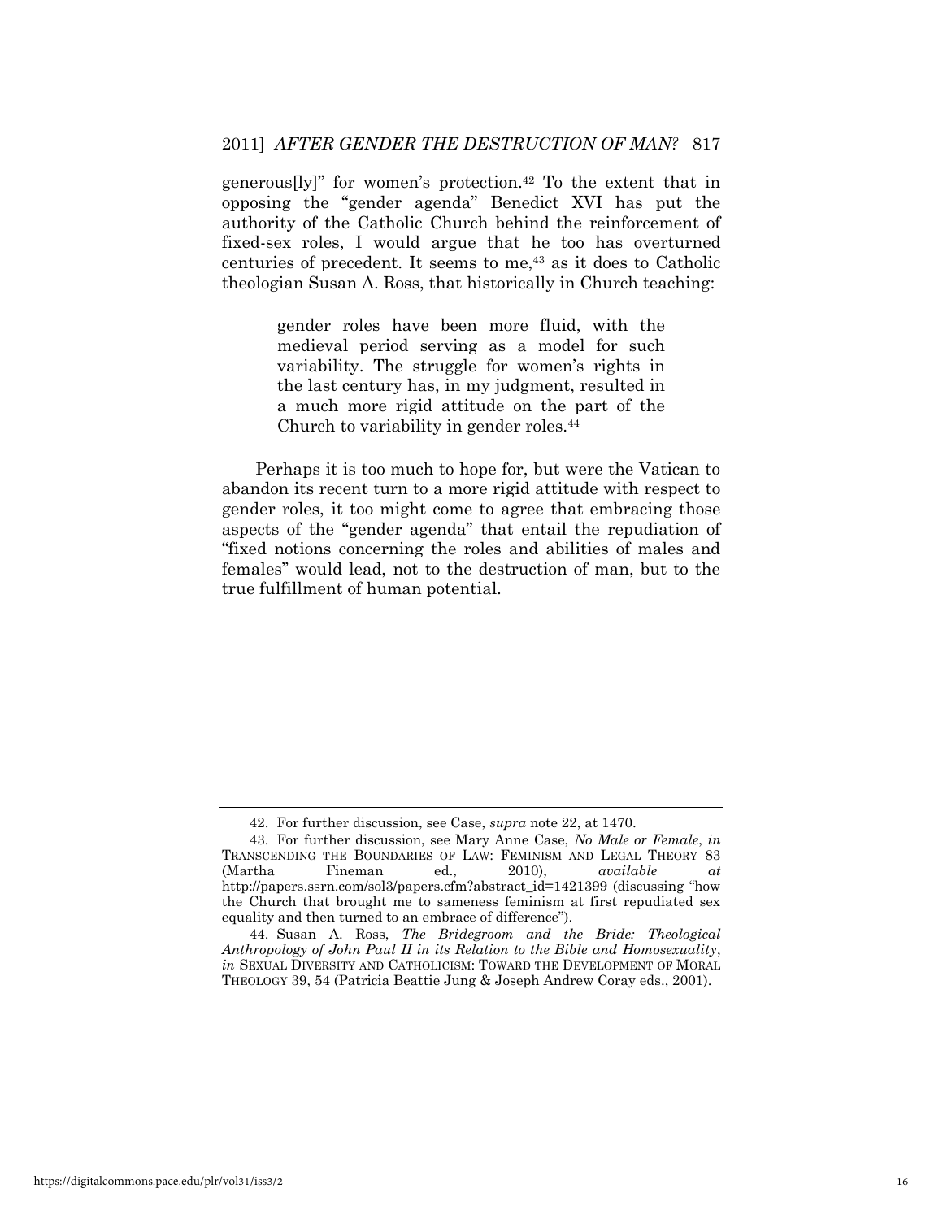generous[ly]" for women's protection.[42] To the extent that in opposing the "gender agenda" Benedict XVI has put the authority of the Catholic Church behind the reinforcement of fixed-sex roles, I would argue that he too has overturned centuries of precedent. It seems to me,[43] as it does to Catholic theologian Susan A. Ross, that historically in Church teaching:

> gender roles have been more fluid, with the medieval period serving as a model for such variability. The struggle for women's rights in the last century has, in my judgment, resulted in a much more rigid attitude on the part of the Church to variability in gender roles.[44]

Perhaps it is too much to hope for, but were the Vatican to abandon its recent turn to a more rigid attitude with respect to gender roles, it too might come to agree that embracing those aspects of the "gender agenda" that entail the repudiation of "fixed notions concerning the roles and abilities of males and females" would lead, not to the destruction of man, but to the true fulfillment of human potential.

---

42. For further discussion, see Case, *supra* note 22, at 1470.

43. For further discussion, see Mary Anne Case, *No Male or Female*, *in* TRANSCENDING THE BOUNDARIES OF LAW: FEMINISM AND LEGAL THEORY 83 (Martha Fineman ed., 2010), *available at* http://papers.ssrn.com/sol3/papers.cfm?abstract_id=1421399 (discussing "how the Church that brought me to sameness feminism at first repudiated sex equality and then turned to an embrace of difference").

44. Susan A. Ross, *The Bridegroom and the Bride: Theological Anthropology of John Paul II in its Relation to the Bible and Homosexuality*, *in* SEXUAL DIVERSITY AND CATHOLICISM: TOWARD THE DEVELOPMENT OF MORAL THEOLOGY 39, 54 (Patricia Beattie Jung & Joseph Andrew Coray eds., 2001).